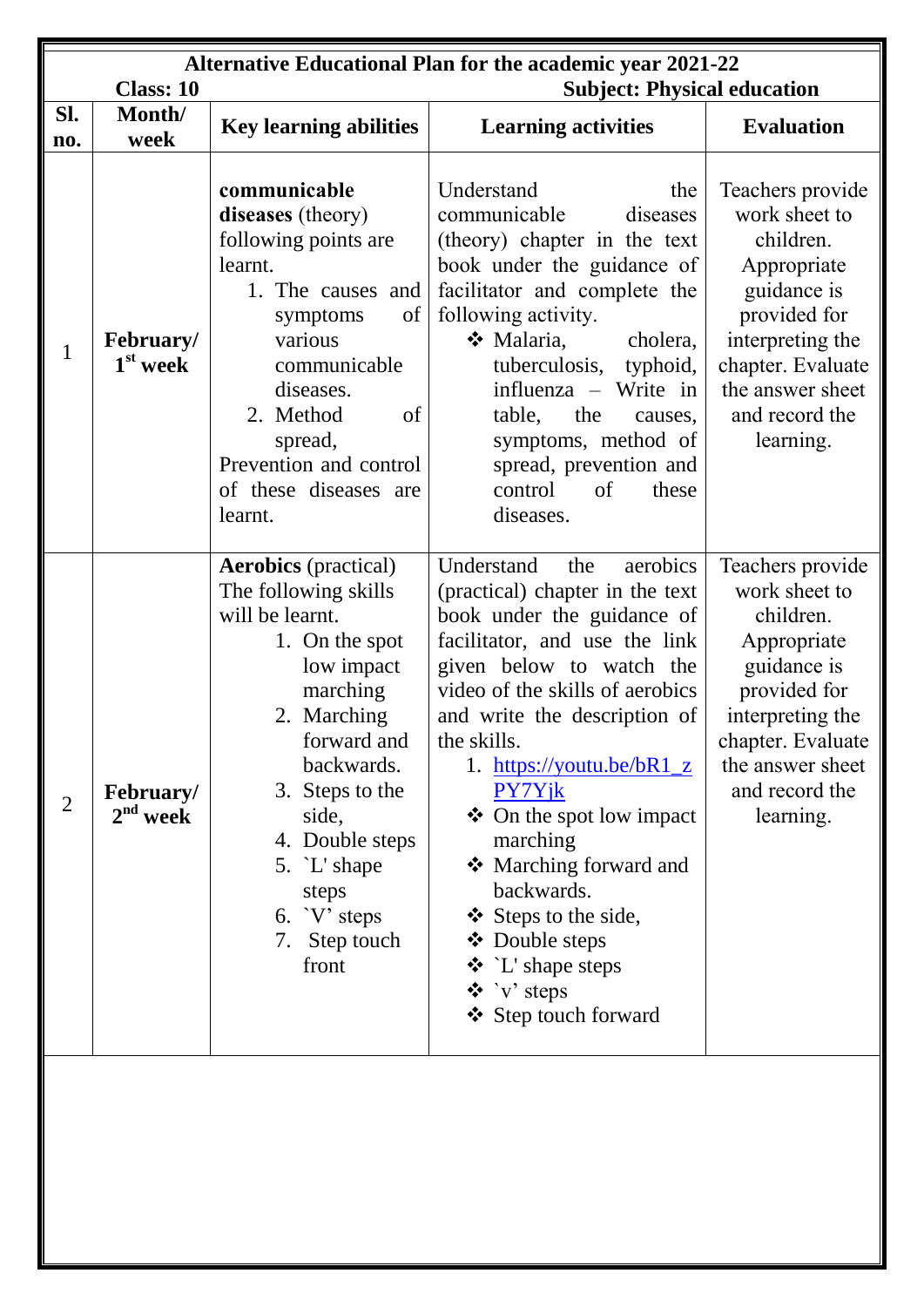**Alternative Educational Plan for the academic year 2021-22**

**Class: 10** **Subject: Physical education**

| Sl. no. | Month/ week | Key learning abilities | Learning activities | Evaluation |
|---|---|---|---|---|
| 1 | **February/ 1st week** | **communicable diseases** (theory) following points are learnt.<br>1. The causes and symptoms of various communicable diseases.<br>2. Method of spread,<br>Prevention and control of these diseases are learnt. | Understand the communicable diseases (theory) chapter in the text book under the guidance of facilitator and complete the following activity.<br>❖ Malaria, cholera, tuberculosis, typhoid, influenza – Write in table, the causes, symptoms, method of spread, prevention and control of these diseases. | Teachers provide work sheet to children. Appropriate guidance is provided for interpreting the chapter. Evaluate the answer sheet and record the learning. |
| 2 | **February/ 2nd week** | **Aerobics** (practical) The following skills will be learnt.<br>1. On the spot low impact marching<br>2. Marching forward and backwards.<br>3. Steps to the side,<br>4. Double steps<br>5. `L' shape steps<br>6. `V' steps<br>7. Step touch front | Understand the aerobics (practical) chapter in the text book under the guidance of facilitator, and use the link given below to watch the video of the skills of aerobics and write the description of the skills.<br>1. https://youtu.be/bR1_zPY7Yjk<br>❖ On the spot low impact marching<br>❖ Marching forward and backwards.<br>❖ Steps to the side,<br>❖ Double steps<br>❖ `L' shape steps<br>❖ `v' steps<br>❖ Step touch forward | Teachers provide work sheet to children. Appropriate guidance is provided for interpreting the chapter. Evaluate the answer sheet and record the learning. |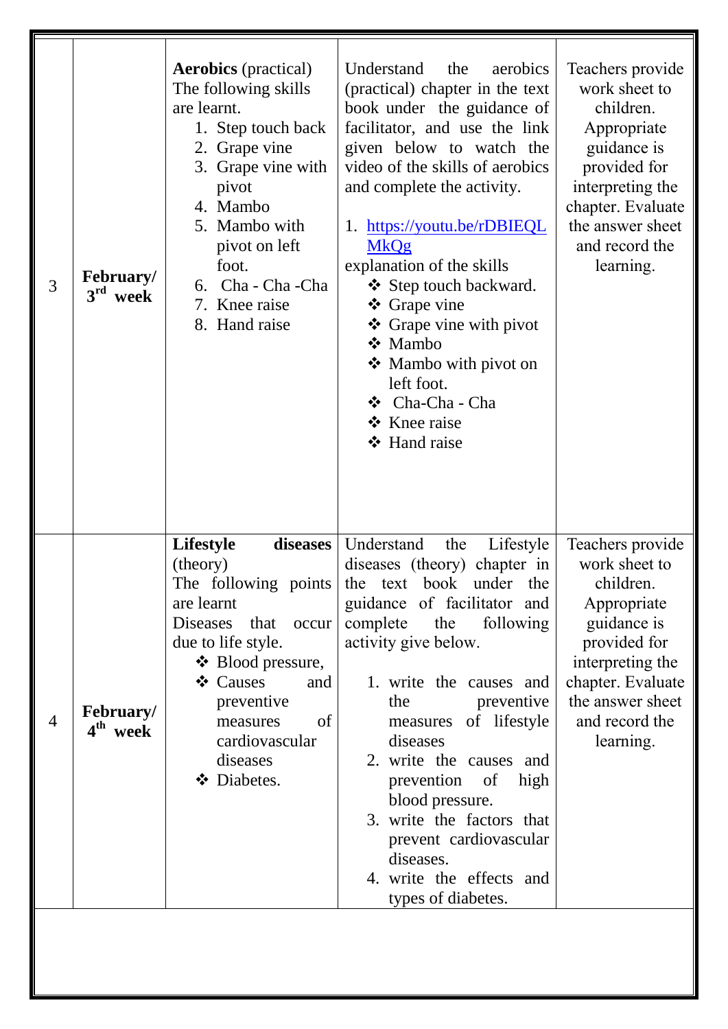| | | | | |
|---|---|---|---|---|
| 3 | **February/ 3rd week** | **Aerobics** (practical)<br>The following skills are learnt.<br>1. Step touch back<br>2. Grape vine<br>3. Grape vine with pivot<br>4. Mambo<br>5. Mambo with pivot on left foot.<br>6. Cha - Cha -Cha<br>7. Knee raise<br>8. Hand raise | Understand the aerobics (practical) chapter in the text book under the guidance of facilitator, and use the link given below to watch the video of the skills of aerobics and complete the activity.<br>1. https://youtu.be/rDBIEQLMkQg<br>explanation of the skills<br>❖ Step touch backward.<br>❖ Grape vine<br>❖ Grape vine with pivot<br>❖ Mambo<br>❖ Mambo with pivot on left foot.<br>❖ Cha-Cha - Cha<br>❖ Knee raise<br>❖ Hand raise | Teachers provide work sheet to children. Appropriate guidance is provided for interpreting the chapter. Evaluate the answer sheet and record the learning. |
| 4 | **February/ 4th week** | **Lifestyle diseases** (theory)<br>The following points are learnt<br>Diseases that occur due to life style.<br>❖ Blood pressure,<br>❖ Causes and preventive measures of cardiovascular diseases<br>❖ Diabetes. | Understand the Lifestyle diseases (theory) chapter in the text book under the guidance of facilitator and complete the following activity give below.<br>1. write the causes and the preventive measures of lifestyle diseases<br>2. write the causes and prevention of high blood pressure.<br>3. write the factors that prevent cardiovascular diseases.<br>4. write the effects and types of diabetes. | Teachers provide work sheet to children. Appropriate guidance is provided for interpreting the chapter. Evaluate the answer sheet and record the learning. |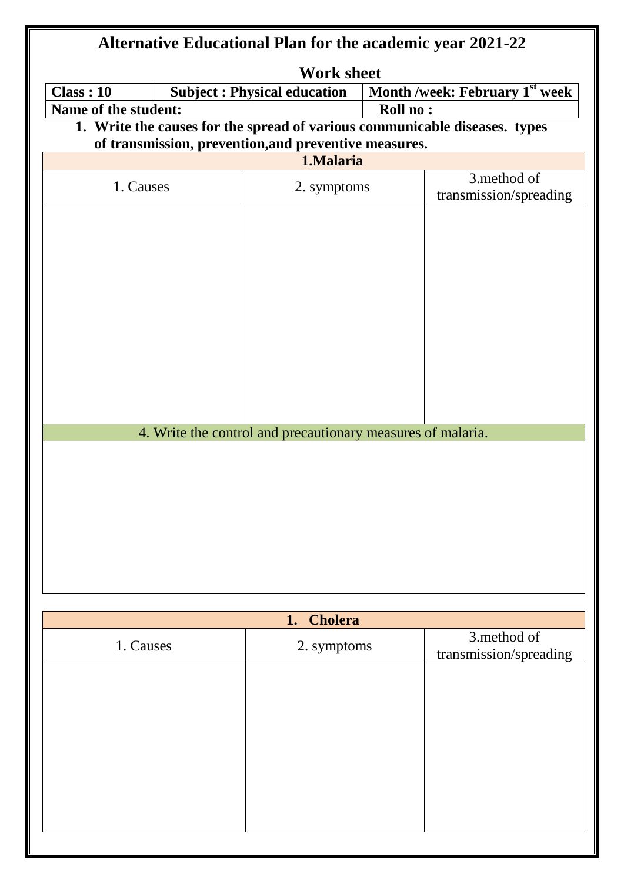# Alternative Educational Plan for the academic year 2021-22

## Work sheet

| Class : 10 | Subject : Physical education | Month /week: February 1st week |
|---|---|---|
| Name of the student: | | Roll no : |

1. **Write the causes for the spread of various communicable diseases. types of transmission, prevention,and preventive measures.**

| 1.Malaria | | |
|---|---|---|
| 1. Causes | 2. symptoms | 3.method of transmission/spreading |
| | | |
| 4. Write the control and precautionary measures of malaria. | | |
| | | |

| 1. Cholera | | |
|---|---|---|
| 1. Causes | 2. symptoms | 3.method of transmission/spreading |
| | | |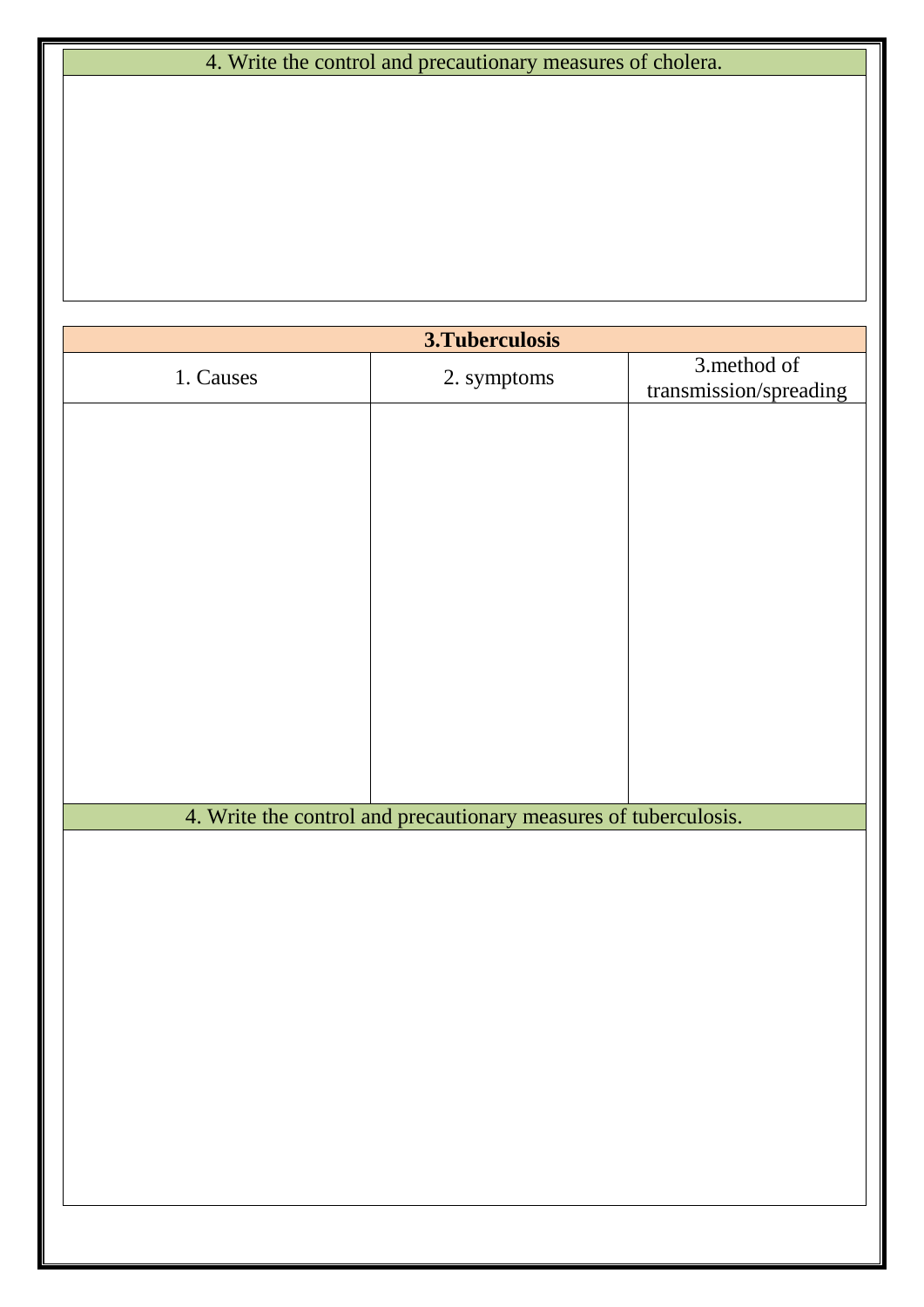| 4. Write the control and precautionary measures of cholera. |
|---|
| |

| 3.Tuberculosis | | |
|---|---|---|
| 1. Causes | 2. symptoms | 3.method of transmission/spreading |
| | | |
| 4. Write the control and precautionary measures of tuberculosis. | | |
| | | |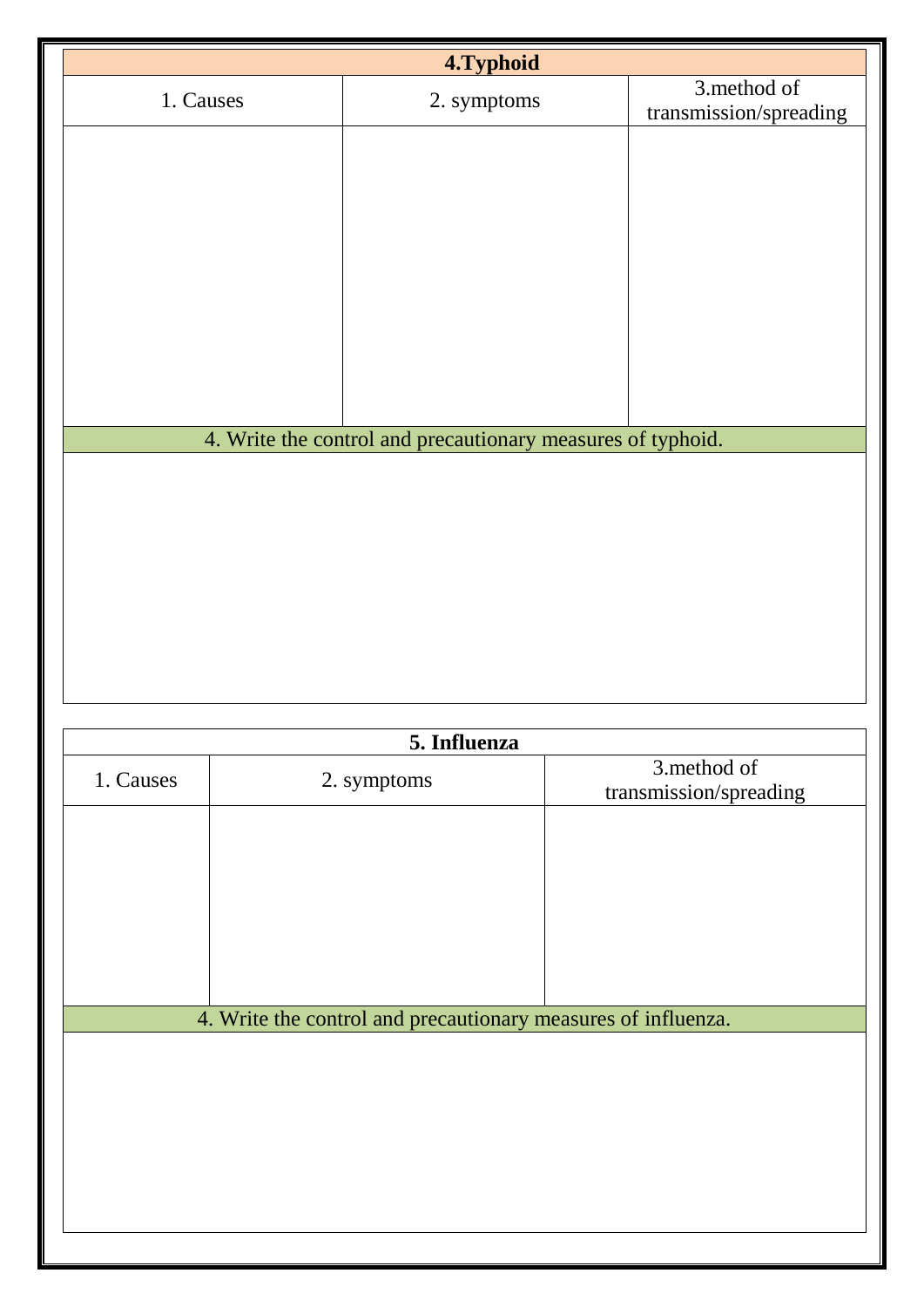| 4.Typhoid | | |
|---|---|---|
| 1. Causes | 2. symptoms | 3.method of transmission/spreading |
| | | |
| 4. Write the control and precautionary measures of typhoid. | | |
| | | |

| 5. Influenza | | |
|---|---|---|
| 1. Causes | 2. symptoms | 3.method of transmission/spreading |
| | | |
| 4. Write the control and precautionary measures of influenza. | | |
| | | |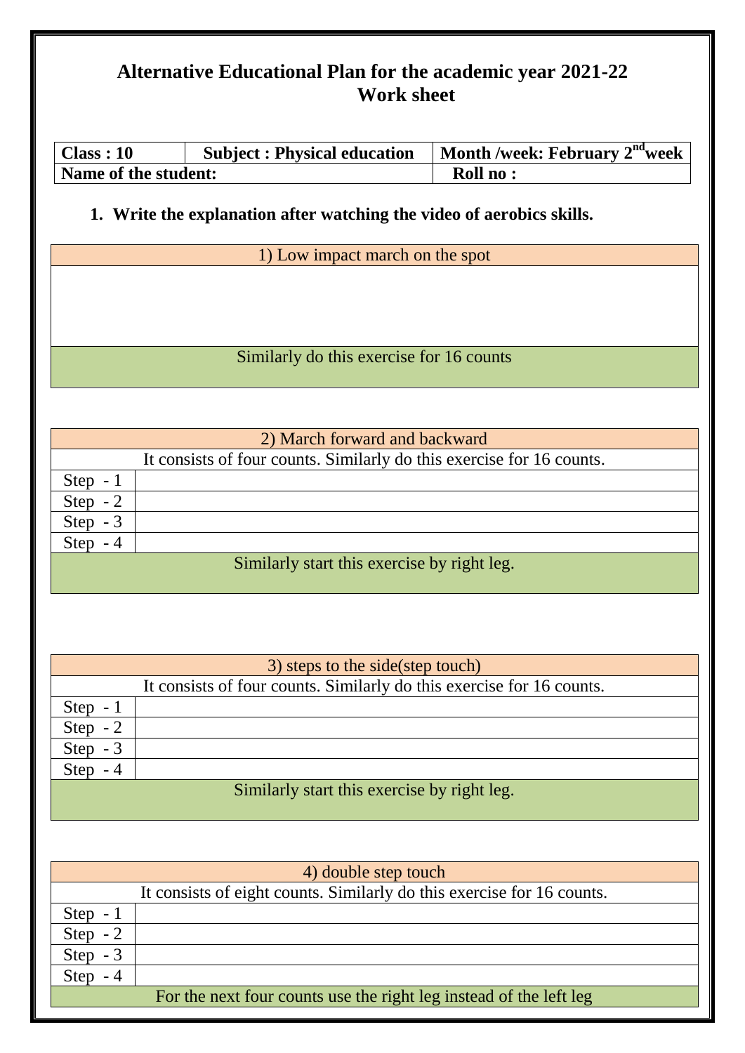# Alternative Educational Plan for the academic year 2021-22
## Work sheet

| **Class : 10** | **Subject : Physical education** | **Month /week: February 2nd week** |
|---|---|---|
| **Name of the student:** | | **Roll no :** |

**1. Write the explanation after watching the video of aerobics skills.**

| 1) Low impact march on the spot |
|---|
| |
| Similarly do this exercise for 16 counts |

| 2) March forward and backward | |
|---|---|
| It consists of four counts. Similarly do this exercise for 16 counts. | |
| Step - 1 | |
| Step - 2 | |
| Step - 3 | |
| Step - 4 | |
| Similarly start this exercise by right leg. | |

| 3) steps to the side(step touch) | |
|---|---|
| It consists of four counts. Similarly do this exercise for 16 counts. | |
| Step - 1 | |
| Step - 2 | |
| Step - 3 | |
| Step - 4 | |
| Similarly start this exercise by right leg. | |

| 4) double step touch | |
|---|---|
| It consists of eight counts. Similarly do this exercise for 16 counts. | |
| Step - 1 | |
| Step - 2 | |
| Step - 3 | |
| Step - 4 | |
| For the next four counts use the right leg instead of the left leg | |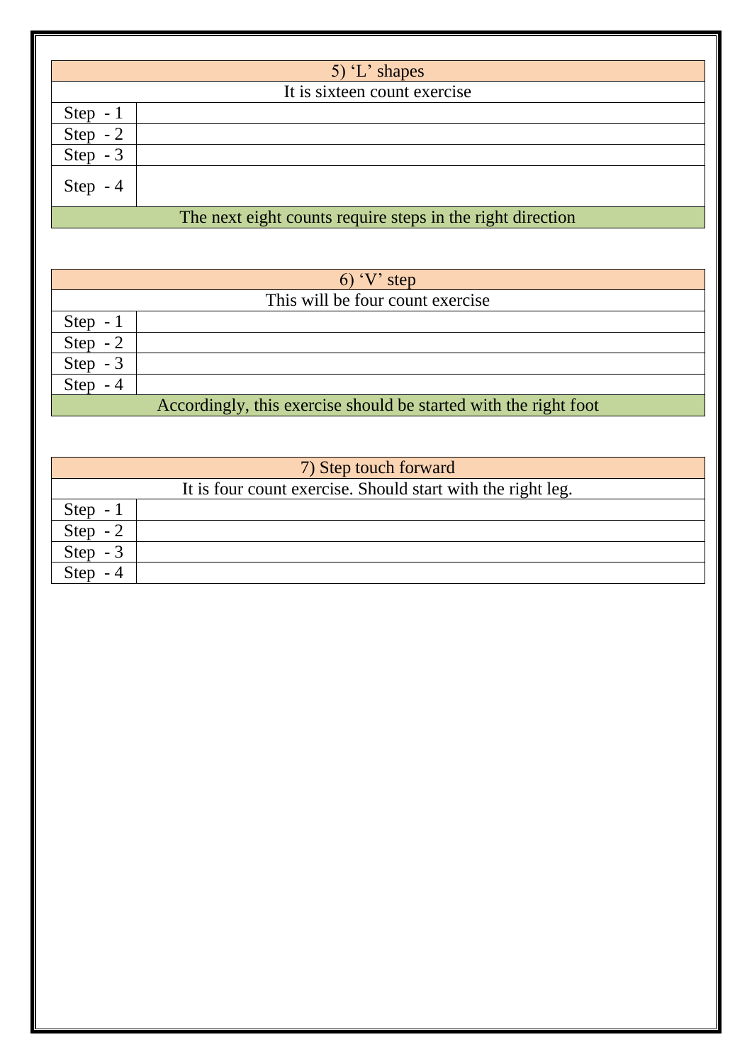| 5) 'L' shapes | |
|---|---|
| It is sixteen count exercise | |
| Step - 1 | |
| Step - 2 | |
| Step - 3 | |
| Step - 4 | |
| The next eight counts require steps in the right direction | |

| 6) 'V' step | |
|---|---|
| This will be four count exercise | |
| Step - 1 | |
| Step - 2 | |
| Step - 3 | |
| Step - 4 | |
| Accordingly, this exercise should be started with the right foot | |

| 7) Step touch forward | |
|---|---|
| It is four count exercise. Should start with the right leg. | |
| Step - 1 | |
| Step - 2 | |
| Step - 3 | |
| Step - 4 | |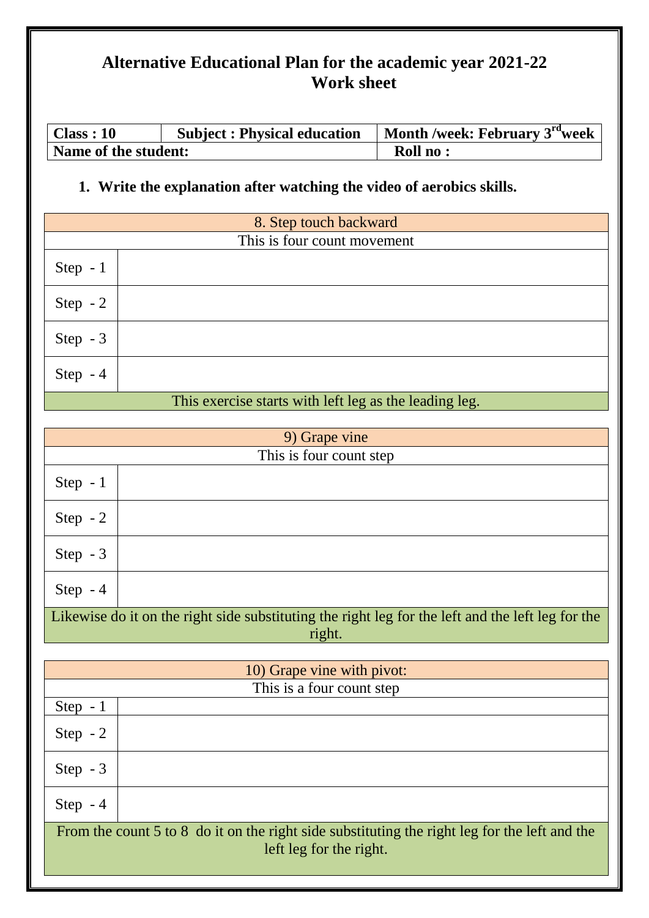## Alternative Educational Plan for the academic year 2021-22
## Work sheet

| **Class : 10** | **Subject : Physical education** | **Month /week: February 3rd week** |
|---|---|---|
| **Name of the student:** | | **Roll no :** |

1. **Write the explanation after watching the video of aerobics skills.**

| 8. Step touch backward | |
|---|---|
| This is four count movement | |
| Step - 1 | |
| Step - 2 | |
| Step - 3 | |
| Step - 4 | |
| This exercise starts with left leg as the leading leg. | |

| 9) Grape vine | |
|---|---|
| This is four count step | |
| Step - 1 | |
| Step - 2 | |
| Step - 3 | |
| Step - 4 | |
| Likewise do it on the right side substituting the right leg for the left and the left leg for the right. | |

| 10) Grape vine with pivot: | |
|---|---|
| This is a four count step | |
| Step - 1 | |
| Step - 2 | |
| Step - 3 | |
| Step - 4 | |
| From the count 5 to 8 do it on the right side substituting the right leg for the left and the left leg for the right. | |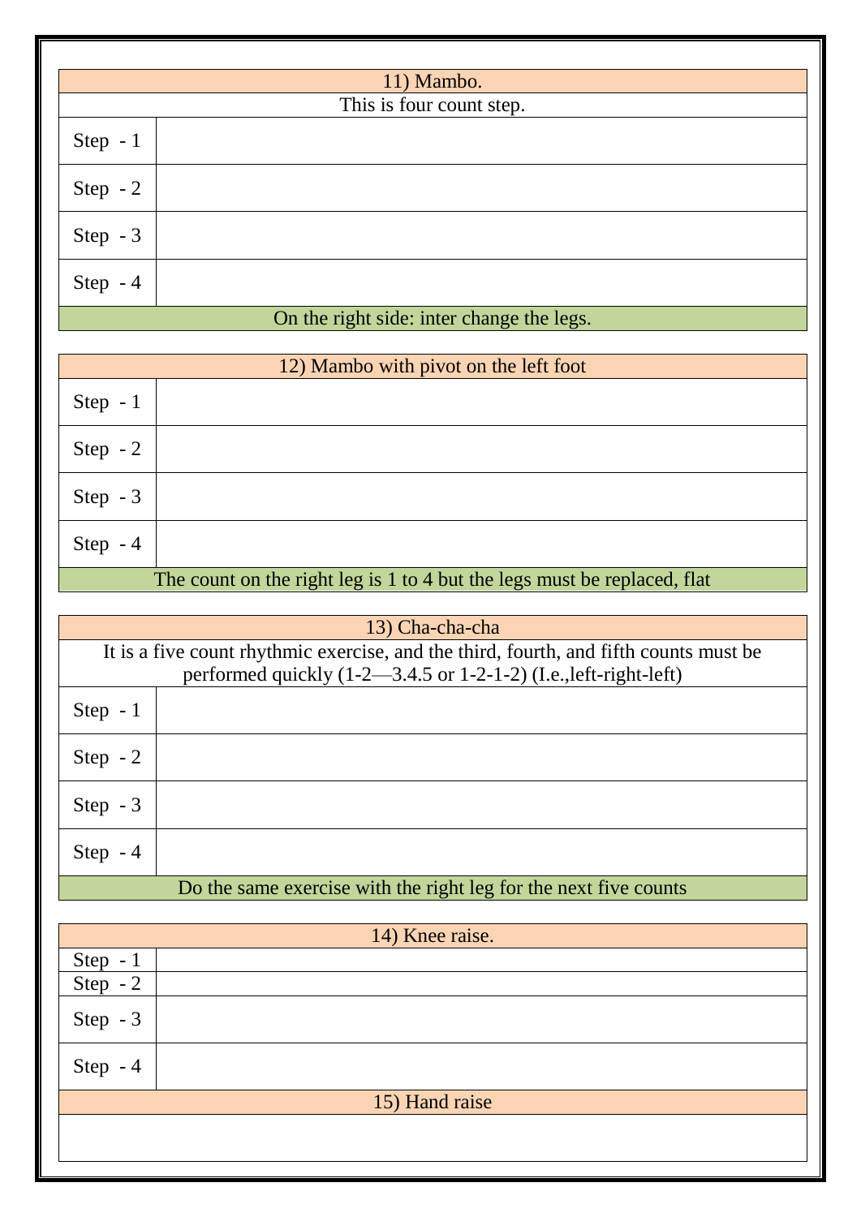| 11) Mambo. | |
|---|---|
| This is four count step. | |
| Step - 1 | |
| Step - 2 | |
| Step - 3 | |
| Step - 4 | |
| On the right side: inter change the legs. | |

| 12) Mambo with pivot on the left foot | |
|---|---|
| Step - 1 | |
| Step - 2 | |
| Step - 3 | |
| Step - 4 | |
| The count on the right leg is 1 to 4 but the legs must be replaced, flat | |

| 13) Cha-cha-cha | |
|---|---|
| It is a five count rhythmic exercise, and the third, fourth, and fifth counts must be performed quickly (1-2—3.4.5 or 1-2-1-2) (I.e.,left-right-left) | |
| Step - 1 | |
| Step - 2 | |
| Step - 3 | |
| Step - 4 | |
| Do the same exercise with the right leg for the next five counts | |

| 14) Knee raise. | |
|---|---|
| Step - 1 | |
| Step - 2 | |
| Step - 3 | |
| Step - 4 | |

| 15) Hand raise |
|---|
| |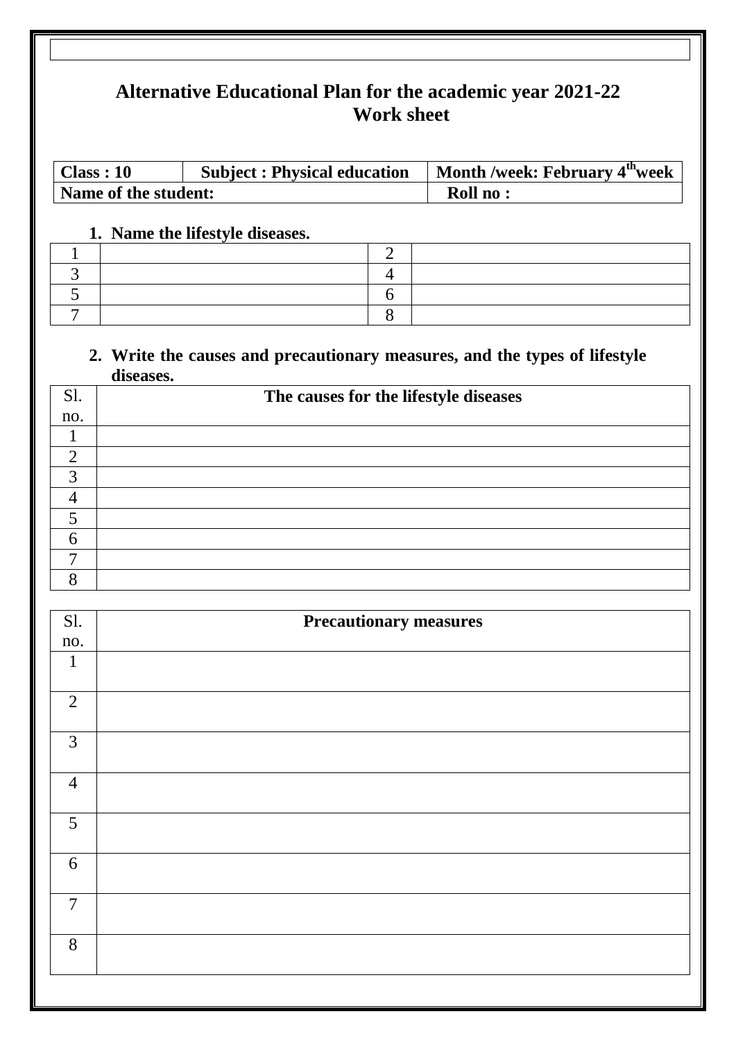# Alternative Educational Plan for the academic year 2021-22
## Work sheet

| **Class : 10** | **Subject : Physical education** | **Month /week: February 4th week** |
|---|---|---|
| **Name of the student:** | | **Roll no :** |

**1. Name the lifestyle diseases.**

| | | | |
|---|---|---|---|
| 1 | | 2 | |
| 3 | | 4 | |
| 5 | | 6 | |
| 7 | | 8 | |

**2. Write the causes and precautionary measures, and the types of lifestyle diseases.**

| Sl. no. | **The causes for the lifestyle diseases** |
|---|---|
| 1 | |
| 2 | |
| 3 | |
| 4 | |
| 5 | |
| 6 | |
| 7 | |
| 8 | |

| Sl. no. | **Precautionary measures** |
|---|---|
| 1 | |
| 2 | |
| 3 | |
| 4 | |
| 5 | |
| 6 | |
| 7 | |
| 8 | |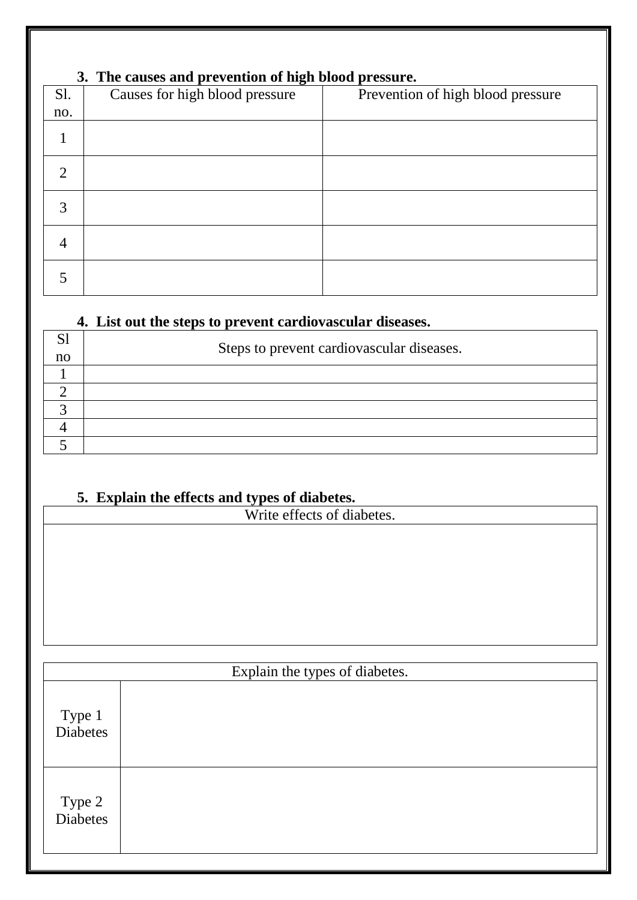### 3. The causes and prevention of high blood pressure.

| Sl. no. | Causes for high blood pressure | Prevention of high blood pressure |
|---|---|---|
| 1 | | |
| 2 | | |
| 3 | | |
| 4 | | |
| 5 | | |

### 4. List out the steps to prevent cardiovascular diseases.

| Sl no | Steps to prevent cardiovascular diseases. |
|---|---|
| 1 | |
| 2 | |
| 3 | |
| 4 | |
| 5 | |

### 5. Explain the effects and types of diabetes.

| Write effects of diabetes. |
|---|
| |

| Explain the types of diabetes. | |
|---|---|
| Type 1 Diabetes | |
| Type 2 Diabetes | |